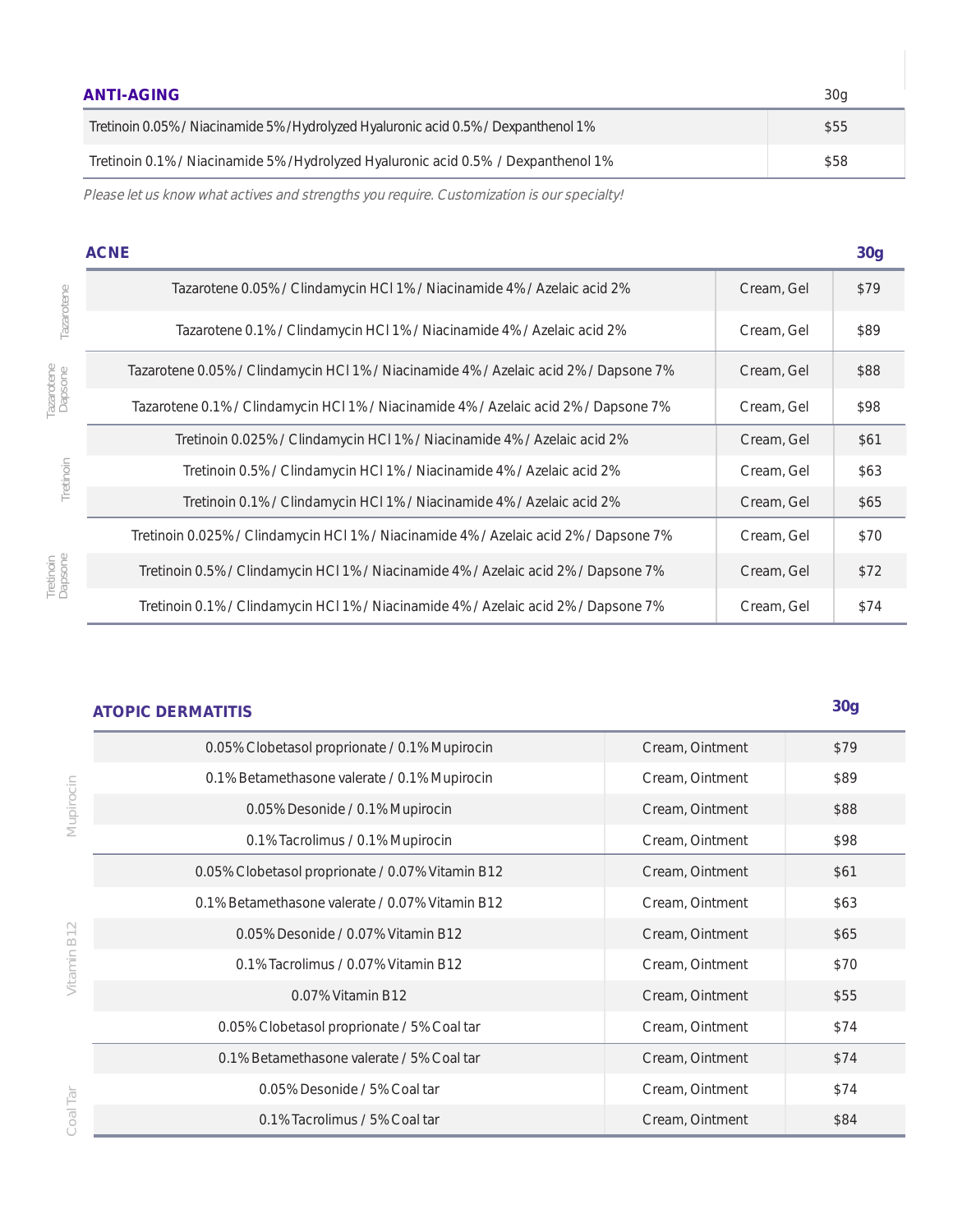## ANTI-AGING

| Formula | 30g |
|---|---|
| Tretinoin 0.05% / Niacinamide 5% /Hydrolyzed Hyaluronic acid 0.5% / Dexpanthenol 1% | $55 |
| Tretinoin 0.1% / Niacinamide 5% /Hydrolyzed Hyaluronic acid 0.5% / Dexpanthenol 1% | $58 |

*Please let us know what actives and strengths you require. Customization is our specialty!*

## ACNE

| | Formula | Base | 30g |
|---|---|---|---|
| Tazarotene | Tazarotene 0.05% / Clindamycin HCl 1% / Niacinamide 4% / Azelaic acid 2% | Cream, Gel | $79 |
| | Tazarotene 0.1% / Clindamycin HCl 1% / Niacinamide 4% / Azelaic acid 2% | Cream, Gel | $89 |
| Tazarotene Dapsone | Tazarotene 0.05% / Clindamycin HCl 1% / Niacinamide 4% / Azelaic acid 2% / Dapsone 7% | Cream, Gel | $88 |
| | Tazarotene 0.1% / Clindamycin HCl 1% / Niacinamide 4% / Azelaic acid 2% / Dapsone 7% | Cream, Gel | $98 |
| Tretinoin | Tretinoin 0.025% / Clindamycin HCl 1% / Niacinamide 4% / Azelaic acid 2% | Cream, Gel | $61 |
| | Tretinoin 0.5% / Clindamycin HCl 1% / Niacinamide 4% / Azelaic acid 2% | Cream, Gel | $63 |
| | Tretinoin 0.1% / Clindamycin HCl 1% / Niacinamide 4% / Azelaic acid 2% | Cream, Gel | $65 |
| Tretinoin Dapsone | Tretinoin 0.025% / Clindamycin HCl 1% / Niacinamide 4% / Azelaic acid 2% / Dapsone 7% | Cream, Gel | $70 |
| | Tretinoin 0.5% / Clindamycin HCl 1% / Niacinamide 4% / Azelaic acid 2% / Dapsone 7% | Cream, Gel | $72 |
| | Tretinoin 0.1% / Clindamycin HCl 1% / Niacinamide 4% / Azelaic acid 2% / Dapsone 7% | Cream, Gel | $74 |

## ATOPIC DERMATITIS

| | Formula | Base | 30g |
|---|---|---|---|
| Mupirocin | 0.05% Clobetasol proprionate / 0.1% Mupirocin | Cream, Ointment | $79 |
| | 0.1% Betamethasone valerate / 0.1% Mupirocin | Cream, Ointment | $89 |
| | 0.05% Desonide / 0.1% Mupirocin | Cream, Ointment | $88 |
| | 0.1% Tacrolimus / 0.1% Mupirocin | Cream, Ointment | $98 |
| Vitamin B12 | 0.05% Clobetasol proprionate / 0.07% Vitamin B12 | Cream, Ointment | $61 |
| | 0.1% Betamethasone valerate / 0.07% Vitamin B12 | Cream, Ointment | $63 |
| | 0.05% Desonide / 0.07% Vitamin B12 | Cream, Ointment | $65 |
| | 0.1% Tacrolimus / 0.07% Vitamin B12 | Cream, Ointment | $70 |
| | 0.07% Vitamin B12 | Cream, Ointment | $55 |
| | 0.05% Clobetasol proprionate / 5% Coal tar | Cream, Ointment | $74 |
| Coal Tar | 0.1% Betamethasone valerate / 5% Coal tar | Cream, Ointment | $74 |
| | 0.05% Desonide / 5% Coal tar | Cream, Ointment | $74 |
| | 0.1% Tacrolimus / 5% Coal tar | Cream, Ointment | $84 |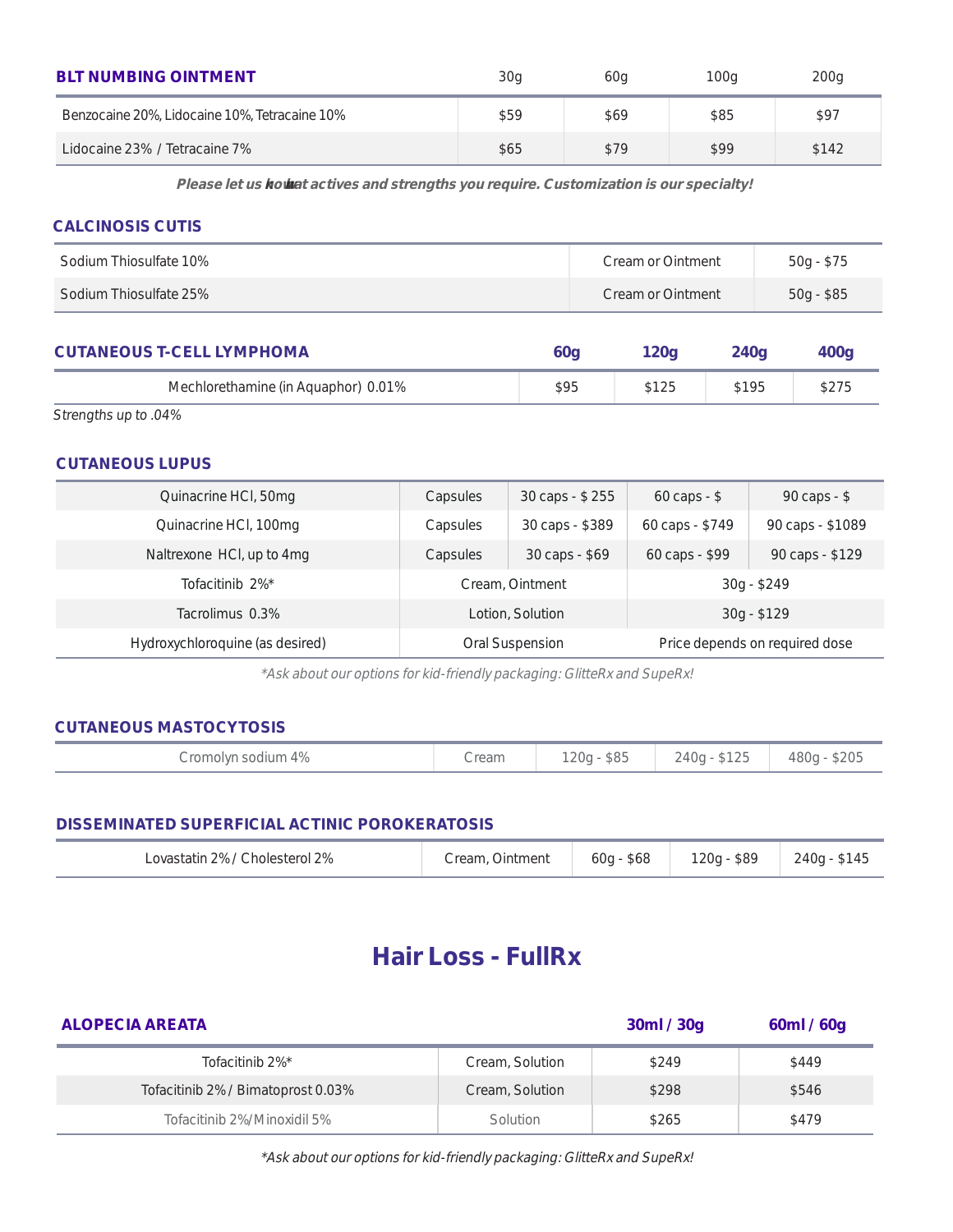| BLT NUMBING OINTMENT | 30g | 60g | 100g | 200g |
|---|---|---|---|---|
| Benzocaine 20%, Lidocaine 10%, Tetracaine 10% | $59 | $69 | $85 | $97 |
| Lidocaine 23% / Tetracaine 7% | $65 | $79 | $99 | $142 |

***Please let us know what actives and strengths you require. Customization is our specialty!***

### CALCINOSIS CUTIS

| | | |
|---|---|---|
| Sodium Thiosulfate 10% | Cream or Ointment | 50g - $75 |
| Sodium Thiosulfate 25% | Cream or Ointment | 50g - $85 |

| CUTANEOUS T-CELL LYMPHOMA | 60g | 120g | 240g | 400g |
|---|---|---|---|---|
| Mechlorethamine (in Aquaphor) 0.01% | $95 | $125 | $195 | $275 |

*Strengths up to .04%*

### CUTANEOUS LUPUS

| | | | | |
|---|---|---|---|---|
| Quinacrine HCl, 50mg | Capsules | 30 caps - $ 255 | 60 caps - $ | 90 caps - $ |
| Quinacrine HCl, 100mg | Capsules | 30 caps - $389 | 60 caps - $749 | 90 caps - $1089 |
| Naltrexone HCl, up to 4mg | Capsules | 30 caps - $69 | 60 caps - $99 | 90 caps - $129 |
| Tofacitinib 2%* | Cream, Ointment | | 30g - $249 | |
| Tacrolimus 0.3% | Lotion, Solution | | 30g - $129 | |
| Hydroxychloroquine (as desired) | Oral Suspension | | Price depends on required dose | |

*\*Ask about our options for kid-friendly packaging: GlitteRx and SupeRx!*

### CUTANEOUS MASTOCYTOSIS

| | | | | |
|---|---|---|---|---|
| Cromolyn sodium 4% | Cream | 120g - $85 | 240g - $125 | 480g - $205 |

### DISSEMINATED SUPERFICIAL ACTINIC POROKERATOSIS

| | | | | |
|---|---|---|---|---|
| Lovastatin 2% / Cholesterol 2% | Cream, Ointment | 60g - $68 | 120g - $89 | 240g - $145 |

# Hair Loss - FullRx

| ALOPECIA AREATA | | 30ml / 30g | 60ml / 60g |
|---|---|---|---|
| Tofacitinib 2%* | Cream, Solution | $249 | $449 |
| Tofacitinib 2% / Bimatoprost 0.03% | Cream, Solution | $298 | $546 |
| Tofacitinib 2%/Minoxidil 5% | Solution | $265 | $479 |

*\*Ask about our options for kid-friendly packaging: GlitteRx and SupeRx!*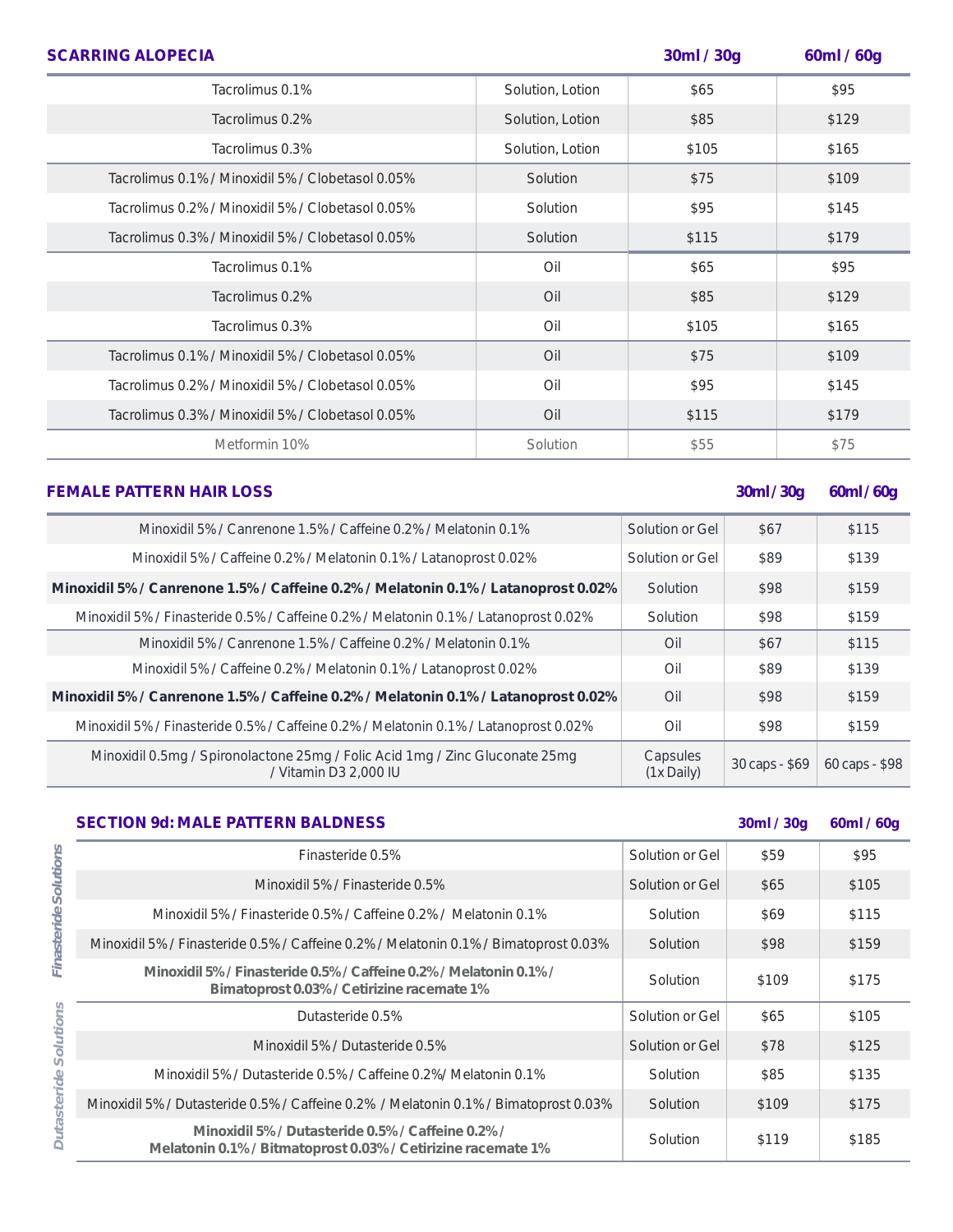## SCARRING ALOPECIA

| SCARRING ALOPECIA | | 30ml / 30g | 60ml / 60g |
|---|---|---|---|
| Tacrolimus 0.1% | Solution, Lotion | $65 | $95 |
| Tacrolimus 0.2% | Solution, Lotion | $85 | $129 |
| Tacrolimus 0.3% | Solution, Lotion | $105 | $165 |
| Tacrolimus 0.1% / Minoxidil 5% / Clobetasol 0.05% | Solution | $75 | $109 |
| Tacrolimus 0.2% / Minoxidil 5% / Clobetasol 0.05% | Solution | $95 | $145 |
| Tacrolimus 0.3% / Minoxidil 5% / Clobetasol 0.05% | Solution | $115 | $179 |
| Tacrolimus 0.1% | Oil | $65 | $95 |
| Tacrolimus 0.2% | Oil | $85 | $129 |
| Tacrolimus 0.3% | Oil | $105 | $165 |
| Tacrolimus 0.1% / Minoxidil 5% / Clobetasol 0.05% | Oil | $75 | $109 |
| Tacrolimus 0.2% / Minoxidil 5% / Clobetasol 0.05% | Oil | $95 | $145 |
| Tacrolimus 0.3% / Minoxidil 5% / Clobetasol 0.05% | Oil | $115 | $179 |
| Metformin 10% | Solution | $55 | $75 |

## FEMALE PATTERN HAIR LOSS

| FEMALE PATTERN HAIR LOSS | | 30ml / 30g | 60ml / 60g |
|---|---|---|---|
| Minoxidil 5% / Canrenone 1.5% / Caffeine 0.2% / Melatonin 0.1% | Solution or Gel | $67 | $115 |
| Minoxidil 5% / Caffeine 0.2% / Melatonin 0.1% / Latanoprost 0.02% | Solution or Gel | $89 | $139 |
| **Minoxidil 5% / Canrenone 1.5% / Caffeine 0.2% / Melatonin 0.1% / Latanoprost 0.02%** | Solution | $98 | $159 |
| Minoxidil 5% / Finasteride 0.5% / Caffeine 0.2% / Melatonin 0.1% / Latanoprost 0.02% | Solution | $98 | $159 |
| Minoxidil 5% / Canrenone 1.5% / Caffeine 0.2% / Melatonin 0.1% | Oil | $67 | $115 |
| Minoxidil 5% / Caffeine 0.2% / Melatonin 0.1% / Latanoprost 0.02% | Oil | $89 | $139 |
| **Minoxidil 5% / Canrenone 1.5% / Caffeine 0.2% / Melatonin 0.1% / Latanoprost 0.02%** | Oil | $98 | $159 |
| Minoxidil 5% / Finasteride 0.5% / Caffeine 0.2% / Melatonin 0.1% / Latanoprost 0.02% | Oil | $98 | $159 |
| Minoxidil 0.5mg / Spironolactone 25mg / Folic Acid 1mg / Zinc Gluconate 25mg / Vitamin D3 2,000 IU | Capsules (1x Daily) | 30 caps - $69 | 60 caps - $98 |

## SECTION 9d: MALE PATTERN BALDNESS

| | SECTION 9d: MALE PATTERN BALDNESS | | 30ml / 30g | 60ml / 60g |
|---|---|---|---|---|
| *Finasteride Solutions* | Finasteride 0.5% | Solution or Gel | $59 | $95 |
| | Minoxidil 5% / Finasteride 0.5% | Solution or Gel | $65 | $105 |
| | Minoxidil 5% / Finasteride 0.5% / Caffeine 0.2% / Melatonin 0.1% | Solution | $69 | $115 |
| | Minoxidil 5% / Finasteride 0.5% / Caffeine 0.2% / Melatonin 0.1% / Bimatoprost 0.03% | Solution | $98 | $159 |
| | **Minoxidil 5% / Finasteride 0.5% / Caffeine 0.2% / Melatonin 0.1% / Bimatoprost 0.03% / Cetirizine racemate 1%** | Solution | $109 | $175 |
| *Dutasteride Solutions* | Dutasteride 0.5% | Solution or Gel | $65 | $105 |
| | Minoxidil 5% / Dutasteride 0.5% | Solution or Gel | $78 | $125 |
| | Minoxidil 5% / Dutasteride 0.5% / Caffeine 0.2%/ Melatonin 0.1% | Solution | $85 | $135 |
| | Minoxidil 5% / Dutasteride 0.5% / Caffeine 0.2% / Melatonin 0.1% / Bimatoprost 0.03% | Solution | $109 | $175 |
| | **Minoxidil 5% / Dutasteride 0.5% / Caffeine 0.2% / Melatonin 0.1% / Bitmatoprost 0.03% / Cetirizine racemate 1%** | Solution | $119 | $185 |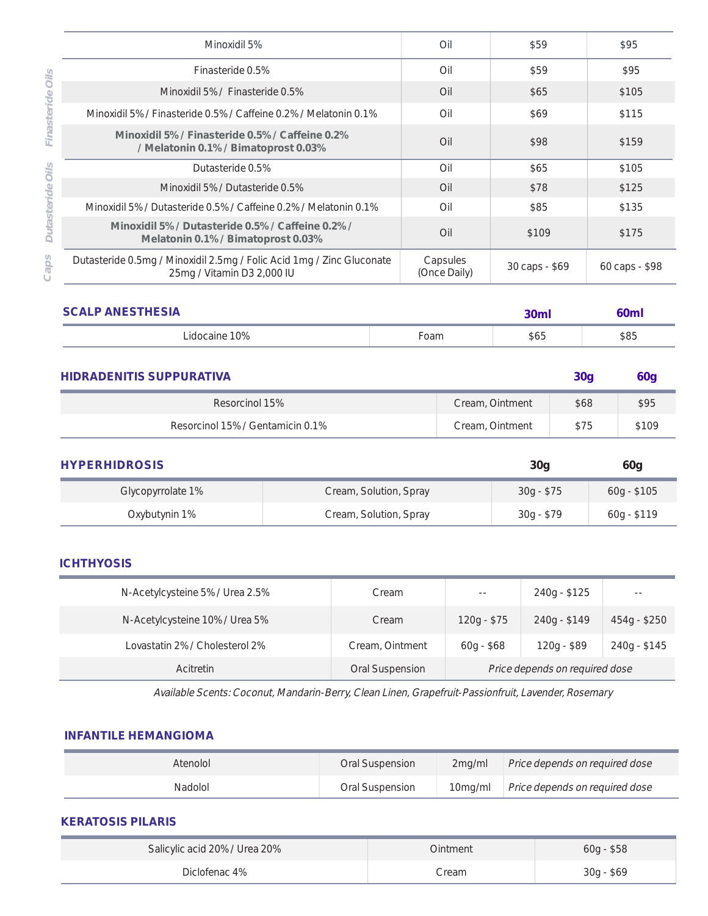| | | | | |
|---|---|---|---|---|
| | Minoxidil 5% | Oil | $59 | $95 |
| Finasteride Oils | Finasteride 0.5% | Oil | $59 | $95 |
| | Minoxidil 5% / Finasteride 0.5% | Oil | $65 | $105 |
| | Minoxidil 5% / Finasteride 0.5% / Caffeine 0.2% / Melatonin 0.1% | Oil | $69 | $115 |
| | **Minoxidil 5% / Finasteride 0.5% / Caffeine 0.2% / Melatonin 0.1% / Bimatoprost 0.03%** | Oil | $98 | $159 |
| Dutasteride Oils | Dutasteride 0.5% | Oil | $65 | $105 |
| | Minoxidil 5% / Dutasteride 0.5% | Oil | $78 | $125 |
| | Minoxidil 5% / Dutasteride 0.5% / Caffeine 0.2% / Melatonin 0.1% | Oil | $85 | $135 |
| | **Minoxidil 5% / Dutasteride 0.5% / Caffeine 0.2% / Melatonin 0.1% / Bimatoprost 0.03%** | Oil | $109 | $175 |
| Caps | Dutasteride 0.5mg / Minoxidil 2.5mg / Folic Acid 1mg / Zinc Gluconate 25mg / Vitamin D3 2,000 IU | Capsules (Once Daily) | 30 caps - $69 | 60 caps - $98 |

## SCALP ANESTHESIA

| | | 30ml | 60ml |
|---|---|---|---|
| Lidocaine 10% | Foam | $65 | $85 |

## HIDRADENITIS SUPPURATIVA

| | | 30g | 60g |
|---|---|---|---|
| Resorcinol 15% | Cream, Ointment | $68 | $95 |
| Resorcinol 15% / Gentamicin 0.1% | Cream, Ointment | $75 | $109 |

## HYPERHIDROSIS

| | | 30g | 60g |
|---|---|---|---|
| Glycopyrrolate 1% | Cream, Solution, Spray | 30g - $75 | 60g - $105 |
| Oxybutynin 1% | Cream, Solution, Spray | 30g - $79 | 60g - $119 |

## ICHTHYOSIS

| | | | | |
|---|---|---|---|---|
| N-Acetylcysteine 5% / Urea 2.5% | Cream | -- | 240g - $125 | -- |
| N-Acetylcysteine 10% / Urea 5% | Cream | 120g - $75 | 240g - $149 | 454g - $250 |
| Lovastatin 2% / Cholesterol 2% | Cream, Ointment | 60g - $68 | 120g - $89 | 240g - $145 |
| Acitretin | Oral Suspension | *Price depends on required dose* | | |

*Available Scents: Coconut, Mandarin-Berry, Clean Linen, Grapefruit-Passionfruit, Lavender, Rosemary*

## INFANTILE HEMANGIOMA

| | | | |
|---|---|---|---|
| Atenolol | Oral Suspension | 2mg/ml | *Price depends on required dose* |
| Nadolol | Oral Suspension | 10mg/ml | *Price depends on required dose* |

## KERATOSIS PILARIS

| | | |
|---|---|---|
| Salicylic acid 20% / Urea 20% | Ointment | 60g - $58 |
| Diclofenac 4% | Cream | 30g - $69 |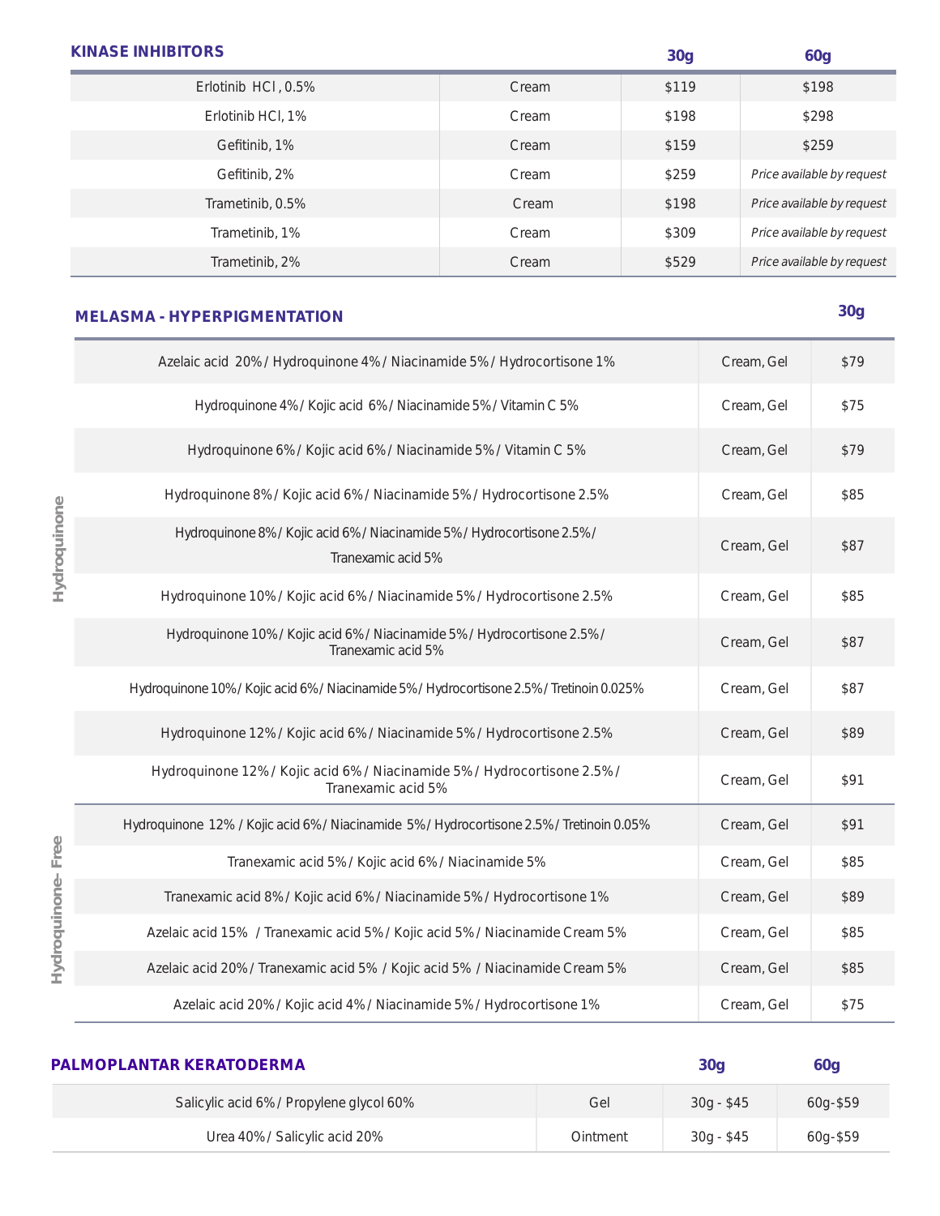## KINASE INHIBITORS

| | | 30g | 60g |
|---|---|---|---|
| Erlotinib HCl, 0.5% | Cream | $119 | $198 |
| Erlotinib HCl, 1% | Cream | $198 | $298 |
| Gefitinib, 1% | Cream | $159 | $259 |
| Gefitinib, 2% | Cream | $259 | *Price available by request* |
| Trametinib, 0.5% | Cream | $198 | *Price available by request* |
| Trametinib, 1% | Cream | $309 | *Price available by request* |
| Trametinib, 2% | Cream | $529 | *Price available by request* |

## MELASMA - HYPERPIGMENTATION

| | | | 30g |
|---|---|---|---|
| Hydroquinone | Azelaic acid 20% / Hydroquinone 4% / Niacinamide 5% / Hydrocortisone 1% | Cream, Gel | $79 |
| | Hydroquinone 4% / Kojic acid 6% / Niacinamide 5% / Vitamin C 5% | Cream, Gel | $75 |
| | Hydroquinone 6% / Kojic acid 6% / Niacinamide 5% / Vitamin C 5% | Cream, Gel | $79 |
| | Hydroquinone 8% / Kojic acid 6% / Niacinamide 5% / Hydrocortisone 2.5% | Cream, Gel | $85 |
| | Hydroquinone 8% / Kojic acid 6% / Niacinamide 5% / Hydrocortisone 2.5% / Tranexamic acid 5% | Cream, Gel | $87 |
| | Hydroquinone 10% / Kojic acid 6% / Niacinamide 5% / Hydrocortisone 2.5% | Cream, Gel | $85 |
| | Hydroquinone 10% / Kojic acid 6% / Niacinamide 5% / Hydrocortisone 2.5% / Tranexamic acid 5% | Cream, Gel | $87 |
| | Hydroquinone 10% / Kojic acid 6% / Niacinamide 5% / Hydrocortisone 2.5% / Tretinoin 0.025% | Cream, Gel | $87 |
| | Hydroquinone 12% / Kojic acid 6% / Niacinamide 5% / Hydrocortisone 2.5% | Cream, Gel | $89 |
| | Hydroquinone 12% / Kojic acid 6% / Niacinamide 5% / Hydrocortisone 2.5% / Tranexamic acid 5% | Cream, Gel | $91 |
| Hydroquinone- Free | Hydroquinone 12% / Kojic acid 6% / Niacinamide 5% / Hydrocortisone 2.5% / Tretinoin 0.05% | Cream, Gel | $91 |
| | Tranexamic acid 5% / Kojic acid 6% / Niacinamide 5% | Cream, Gel | $85 |
| | Tranexamic acid 8% / Kojic acid 6% / Niacinamide 5% / Hydrocortisone 1% | Cream, Gel | $89 |
| | Azelaic acid 15% / Tranexamic acid 5% / Kojic acid 5% / Niacinamide Cream 5% | Cream, Gel | $85 |
| | Azelaic acid 20% / Tranexamic acid 5% / Kojic acid 5% / Niacinamide Cream 5% | Cream, Gel | $85 |
| | Azelaic acid 20% / Kojic acid 4% / Niacinamide 5% / Hydrocortisone 1% | Cream, Gel | $75 |

## PALMOPLANTAR KERATODERMA

| | | 30g | 60g |
|---|---|---|---|
| Salicylic acid 6% / Propylene glycol 60% | Gel | 30g - $45 | 60g-$59 |
| Urea 40% / Salicylic acid 20% | Ointment | 30g - $45 | 60g-$59 |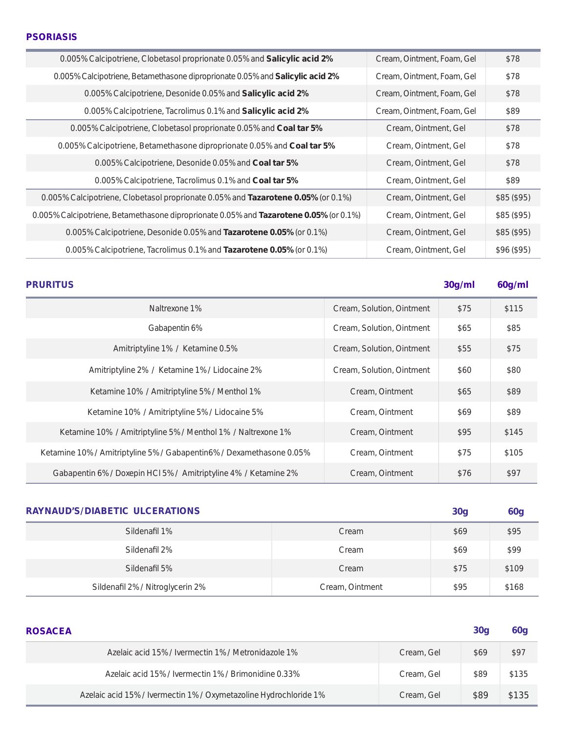## PSORIASIS

| | | |
|---|---|---|
| 0.005% Calcipotriene, Clobetasol proprionate 0.05% and **Salicylic acid 2%** | Cream, Ointment, Foam, Gel | $78 |
| 0.005% Calcipotriene, Betamethasone diproprionate 0.05% and **Salicylic acid 2%** | Cream, Ointment, Foam, Gel | $78 |
| 0.005% Calcipotriene, Desonide 0.05% and **Salicylic acid 2%** | Cream, Ointment, Foam, Gel | $78 |
| 0.005% Calcipotriene, Tacrolimus 0.1% and **Salicylic acid 2%** | Cream, Ointment, Foam, Gel | $89 |
| 0.005% Calcipotriene, Clobetasol proprionate 0.05% and **Coal tar 5%** | Cream, Ointment, Gel | $78 |
| 0.005% Calcipotriene, Betamethasone diproprionate 0.05% and **Coal tar 5%** | Cream, Ointment, Gel | $78 |
| 0.005% Calcipotriene, Desonide 0.05% and **Coal tar 5%** | Cream, Ointment, Gel | $78 |
| 0.005% Calcipotriene, Tacrolimus 0.1% and **Coal tar 5%** | Cream, Ointment, Gel | $89 |
| 0.005% Calcipotriene, Clobetasol proprionate 0.05% and **Tazarotene 0.05%** (or 0.1%) | Cream, Ointment, Gel | $85 ($95) |
| 0.005% Calcipotriene, Betamethasone diproprionate 0.05% and **Tazarotene 0.05%** (or 0.1%) | Cream, Ointment, Gel | $85 ($95) |
| 0.005% Calcipotriene, Desonide 0.05% and **Tazarotene 0.05%** (or 0.1%) | Cream, Ointment, Gel | $85 ($95) |
| 0.005% Calcipotriene, Tacrolimus 0.1% and **Tazarotene 0.05%** (or 0.1%) | Cream, Ointment, Gel | $96 ($95) |

## PRURITUS

| | | 30g/ml | 60g/ml |
|---|---|---|---|
| Naltrexone 1% | Cream, Solution, Ointment | $75 | $115 |
| Gabapentin 6% | Cream, Solution, Ointment | $65 | $85 |
| Amitriptyline 1% / Ketamine 0.5% | Cream, Solution, Ointment | $55 | $75 |
| Amitriptyline 2% / Ketamine 1% / Lidocaine 2% | Cream, Solution, Ointment | $60 | $80 |
| Ketamine 10% / Amitriptyline 5% / Menthol 1% | Cream, Ointment | $65 | $89 |
| Ketamine 10% / Amitriptyline 5% / Lidocaine 5% | Cream, Ointment | $69 | $89 |
| Ketamine 10% / Amitriptyline 5% / Menthol 1% / Naltrexone 1% | Cream, Ointment | $95 | $145 |
| Ketamine 10% / Amitriptyline 5% / Gabapentin6% / Dexamethasone 0.05% | Cream, Ointment | $75 | $105 |
| Gabapentin 6% / Doxepin HCl 5% / Amitriptyline 4% / Ketamine 2% | Cream, Ointment | $76 | $97 |

## RAYNAUD'S/DIABETIC ULCERATIONS

| | | 30g | 60g |
|---|---|---|---|
| Sildenafil 1% | Cream | $69 | $95 |
| Sildenafil 2% | Cream | $69 | $99 |
| Sildenafil 5% | Cream | $75 | $109 |
| Sildenafil 2% / Nitroglycerin 2% | Cream, Ointment | $95 | $168 |

## ROSACEA

| | | 30g | 60g |
|---|---|---|---|
| Azelaic acid 15% / Ivermectin 1% / Metronidazole 1% | Cream, Gel | $69 | $97 |
| Azelaic acid 15% / Ivermectin 1% / Brimonidine 0.33% | Cream, Gel | $89 | $135 |
| Azelaic acid 15% / Ivermectin 1% / Oxymetazoline Hydrochloride 1% | Cream, Gel | $89 | $135 |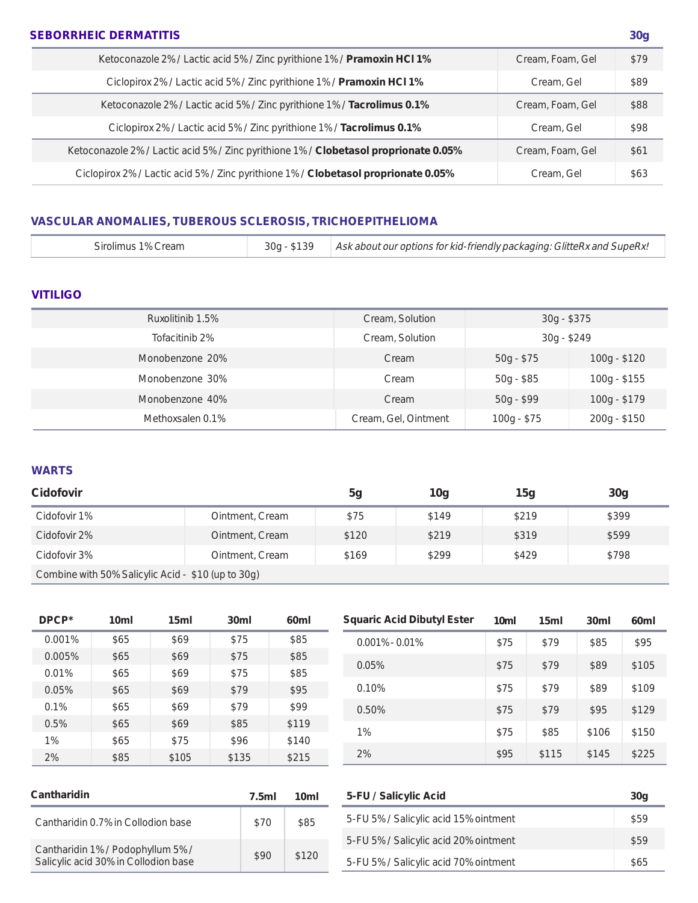## SEBORRHEIC DERMATITIS

| | | 30g |
|---|---|---|
| Ketoconazole 2% / Lactic acid 5% / Zinc pyrithione 1% / **Pramoxin HCl 1%** | Cream, Foam, Gel | $79 |
| Ciclopirox 2% / Lactic acid 5% / Zinc pyrithione 1% / **Pramoxin HCl 1%** | Cream, Gel | $89 |
| Ketoconazole 2% / Lactic acid 5% / Zinc pyrithione 1% / **Tacrolimus 0.1%** | Cream, Foam, Gel | $88 |
| Ciclopirox 2% / Lactic acid 5% / Zinc pyrithione 1% / **Tacrolimus 0.1%** | Cream, Gel | $98 |
| Ketoconazole 2% / Lactic acid 5% / Zinc pyrithione 1% / **Clobetasol proprionate 0.05%** | Cream, Foam, Gel | $61 |
| Ciclopirox 2% / Lactic acid 5% / Zinc pyrithione 1% / **Clobetasol proprionate 0.05%** | Cream, Gel | $63 |

## VASCULAR ANOMALIES, TUBEROUS SCLEROSIS, TRICHOEPITHELIOMA

| | | |
|---|---|---|
| Sirolimus 1% Cream | 30g - $139 | *Ask about our options for kid-friendly packaging: GlitteRx and SupeRx!* |

## VITILIGO

| | | | |
|---|---|---|---|
| Ruxolitinib 1.5% | Cream, Solution | 30g - $375 | |
| Tofacitinib 2% | Cream, Solution | 30g - $249 | |
| Monobenzone 20% | Cream | 50g - $75 | 100g - $120 |
| Monobenzone 30% | Cream | 50g - $85 | 100g - $155 |
| Monobenzone 40% | Cream | 50g - $99 | 100g - $179 |
| Methoxsalen 0.1% | Cream, Gel, Ointment | 100g - $75 | 200g - $150 |

## WARTS

| Cidofovir | | 5g | 10g | 15g | 30g |
|---|---|---|---|---|---|
| Cidofovir 1% | Ointment, Cream | $75 | $149 | $219 | $399 |
| Cidofovir 2% | Ointment, Cream | $120 | $219 | $319 | $599 |
| Cidofovir 3% | Ointment, Cream | $169 | $299 | $429 | $798 |
| Combine with 50% Salicylic Acid - $10 (up to 30g) | | | | | |

| DPCP* | 10ml | 15ml | 30ml | 60ml |
|---|---|---|---|---|
| 0.001% | $65 | $69 | $75 | $85 |
| 0.005% | $65 | $69 | $75 | $85 |
| 0.01% | $65 | $69 | $75 | $85 |
| 0.05% | $65 | $69 | $79 | $95 |
| 0.1% | $65 | $69 | $79 | $99 |
| 0.5% | $65 | $69 | $85 | $119 |
| 1% | $65 | $75 | $96 | $140 |
| 2% | $85 | $105 | $135 | $215 |

| Squaric Acid Dibutyl Ester | 10ml | 15ml | 30ml | 60ml |
|---|---|---|---|---|
| 0.001% - 0.01% | $75 | $79 | $85 | $95 |
| 0.05% | $75 | $79 | $89 | $105 |
| 0.10% | $75 | $79 | $89 | $109 |
| 0.50% | $75 | $79 | $95 | $129 |
| 1% | $75 | $85 | $106 | $150 |
| 2% | $95 | $115 | $145 | $225 |

| Cantharidin | 7.5ml | 10ml |
|---|---|---|
| Cantharidin 0.7% in Collodion base | $70 | $85 |
| Cantharidin 1% / Podophyllum 5% / Salicylic acid 30% in Collodion base | $90 | $120 |

| 5-FU / Salicylic Acid | 30g |
|---|---|
| 5-FU 5% / Salicylic acid 15% ointment | $59 |
| 5-FU 5% / Salicylic acid 20% ointment | $59 |
| 5-FU 5% / Salicylic acid 70% ointment | $65 |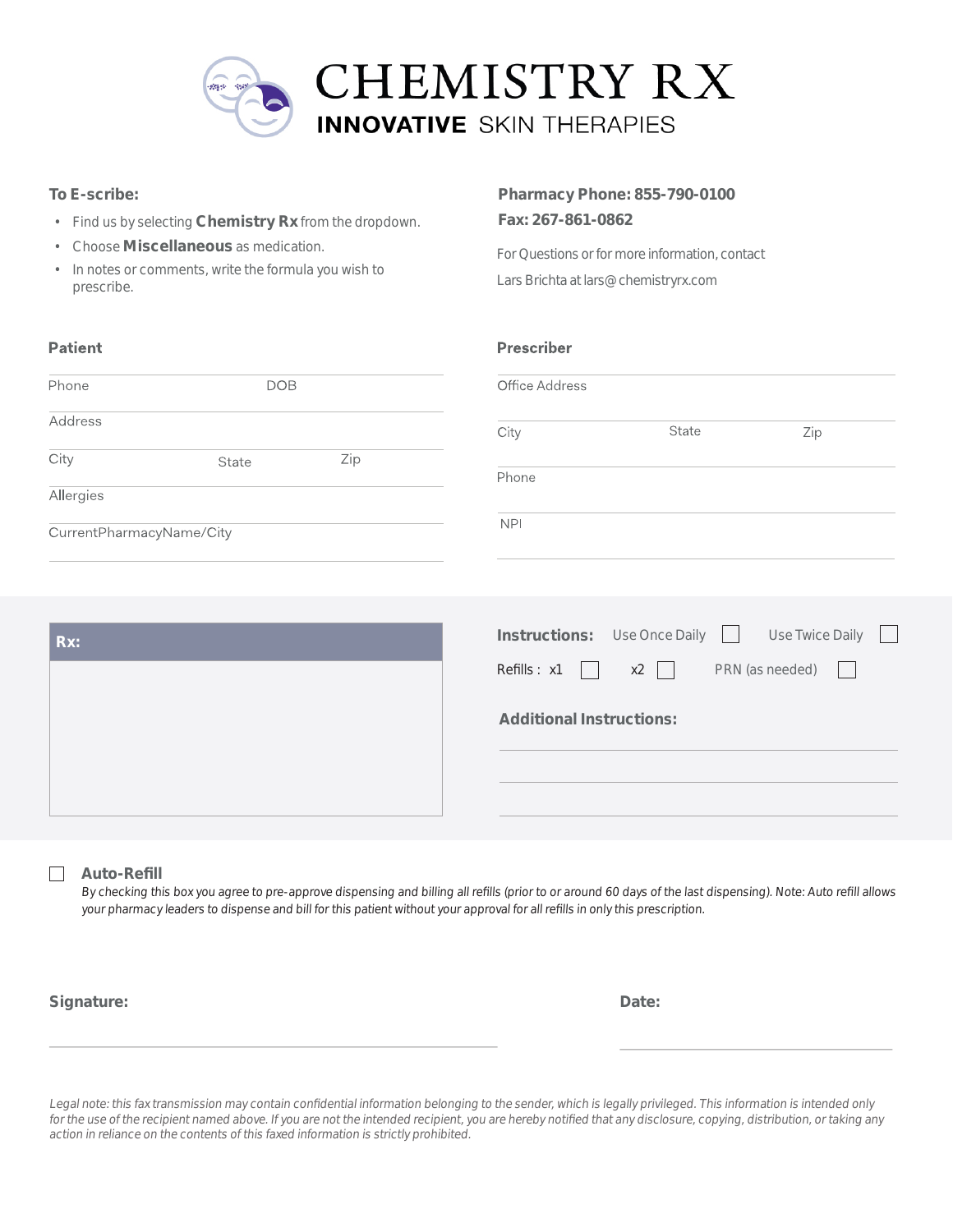# CHEMISTRY RX

**INNOVATIVE** SKIN THERAPIES

**To E-scribe:**

- Find us by selecting **Chemistry Rx** from the dropdown.
- Choose **Miscellaneous** as medication.
- In notes or comments, write the formula you wish to prescribe.

**Pharmacy Phone: 855-790-0100**

**Fax: 267-861-0862**

For Questions or for more information, contact Lars Brichta at lars@chemistryrx.com

**Patient**

Phone DOB

Address

City State Zip

Allergies

CurrentPharmacyName/City

**Prescriber**

Office Address

City State Zip

Phone

NPI

**Rx:**

**Instructions:** Use Once Daily ☐ Use Twice Daily ☐

Refills : x1 ☐ x2 ☐ PRN (as needed) ☐

**Additional Instructions:**

☐ **Auto-Refill**

*By checking this box you agree to pre-approve dispensing and billing all refills (prior to or around 60 days of the last dispensing). Note: Auto refill allows your pharmacy leaders to dispense and bill for this patient without your approval for all refills in only this prescription.*

**Signature:**

**Date:**

*Legal note: this fax transmission may contain confidential information belonging to the sender, which is legally privileged. This information is intended only for the use of the recipient named above. If you are not the intended recipient, you are hereby notified that any disclosure, copying, distribution, or taking any action in reliance on the contents of this faxed information is strictly prohibited.*